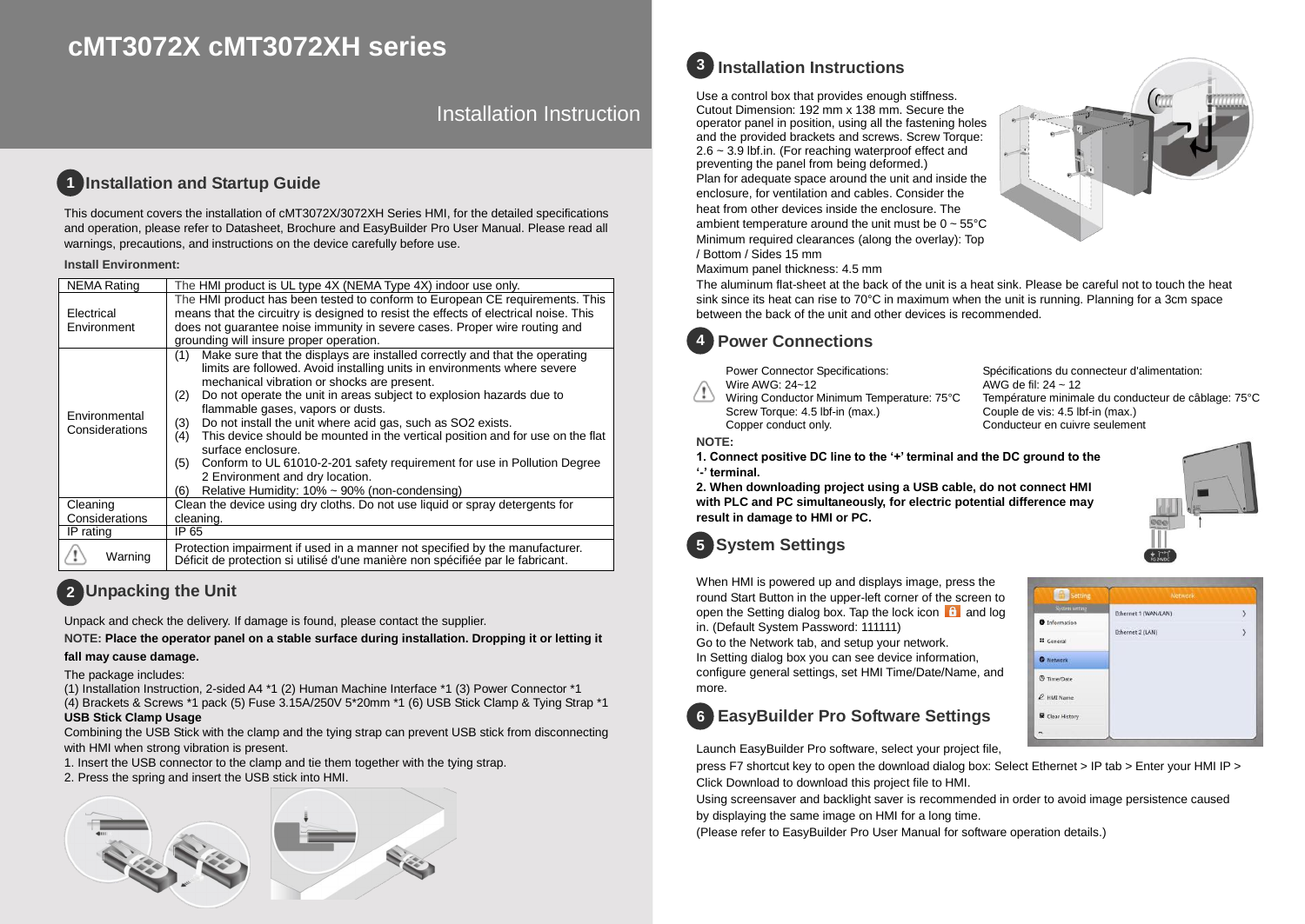# cMT3072X cMT3072XH series

Installation Instruction

## 1 Installation and Startup Guide

This document covers the installation of cMT3072X/3072XH Series HMI, for the detailed specifications and operation, please refer to Datasheet, Brochure and EasyBuilder Pro User Manual. Please read all warnings, precautions, and instructions on the device carefully before use.

**Install Environment:**

| NEMA Rating | The HMI product is UL type 4X (NEMA Type 4X) indoor use only. |
|---|---|
| Electrical Environment | The HMI product has been tested to conform to European CE requirements. This means that the circuitry is designed to resist the effects of electrical noise. This does not guarantee noise immunity in severe cases. Proper wire routing and grounding will insure proper operation. |
| Environmental Considerations | (1) Make sure that the displays are installed correctly and that the operating limits are followed. Avoid installing units in environments where severe mechanical vibration or shocks are present. (2) Do not operate the unit in areas subject to explosion hazards due to flammable gases, vapors or dusts. (3) Do not install the unit where acid gas, such as SO2 exists. (4) This device should be mounted in the vertical position and for use on the flat surface enclosure. (5) Conform to UL 61010-2-201 safety requirement for use in Pollution Degree 2 Environment and dry location. (6) Relative Humidity: 10% ~ 90% (non-condensing) |
| Cleaning Considerations | Clean the device using dry cloths. Do not use liquid or spray detergents for cleaning. |
| IP rating | IP 65 |
| Warning | Protection impairment if used in a manner not specified by the manufacturer. Déficit de protection si utilisé d'une manière non spécifiée par le fabricant. |

## 2 Unpacking the Unit

Unpack and check the delivery. If damage is found, please contact the supplier.

NOTE: **Place the operator panel on a stable surface during installation. Dropping it or letting it fall may cause damage.**

The package includes:
(1) Installation Instruction, 2-sided A4 *1 (2) Human Machine Interface *1 (3) Power Connector *1
(4) Brackets & Screws *1 pack (5) Fuse 3.15A/250V 5*20mm *1 (6) USB Stick Clamp & Tying Strap *1

**USB Stick Clamp Usage**

Combining the USB Stick with the clamp and the tying strap can prevent USB stick from disconnecting with HMI when strong vibration is present.

1. Insert the USB connector to the clamp and tie them together with the tying strap.
2. Press the spring and insert the USB stick into HMI.

## 3 Installation Instructions

Use a control box that provides enough stiffness.
Cutout Dimension: 192 mm x 138 mm. Secure the operator panel in position, using all the fastening holes and the provided brackets and screws. Screw Torque: 2.6 ~ 3.9 lbf.in. (For reaching waterproof effect and preventing the panel from being deformed.)
Plan for adequate space around the unit and inside the enclosure, for ventilation and cables. Consider the heat from other devices inside the enclosure. The ambient temperature around the unit must be 0 ~ 55°C
Minimum required clearances (along the overlay): Top / Bottom / Sides 15 mm
Maximum panel thickness: 4.5 mm
The aluminum flat-sheet at the back of the unit is a heat sink. Please be careful not to touch the heat sink since its heat can rise to 70°C in maximum when the unit is running. Planning for a 3cm space between the back of the unit and other devices is recommended.

## 4 Power Connections

Power Connector Specifications:
Wire AWG: 24~12
Wiring Conductor Minimum Temperature: 75°C
Screw Torque: 4.5 lbf-in (max.)
Copper conduct only.

Spécifications du connecteur d'alimentation:
AWG de fil: 24 ~ 12
Température minimale du conducteur de câblage: 75°C
Couple de vis: 4.5 lbf-in (max.)
Conducteur en cuivre seulement

**NOTE:**

**1. Connect positive DC line to the '+' terminal and the DC ground to the '-' terminal.**

**2. When downloading project using a USB cable, do not connect HMI with PLC and PC simultaneously, for electric potential difference may result in damage to HMI or PC.**

## 5 System Settings

When HMI is powered up and displays image, press the round Start Button in the upper-left corner of the screen to open the Setting dialog box. Tap the lock icon and log in. (Default System Password: 111111)
Go to the Network tab, and setup your network.
In Setting dialog box you can see device information, configure general settings, set HMI Time/Date/Name, and more.

## 6 EasyBuilder Pro Software Settings

Launch EasyBuilder Pro software, select your project file, press F7 shortcut key to open the download dialog box: Select Ethernet > IP tab > Enter your HMI IP > Click Download to download this project file to HMI.
Using screensaver and backlight saver is recommended in order to avoid image persistence caused by displaying the same image on HMI for a long time.
(Please refer to EasyBuilder Pro User Manual for software operation details.)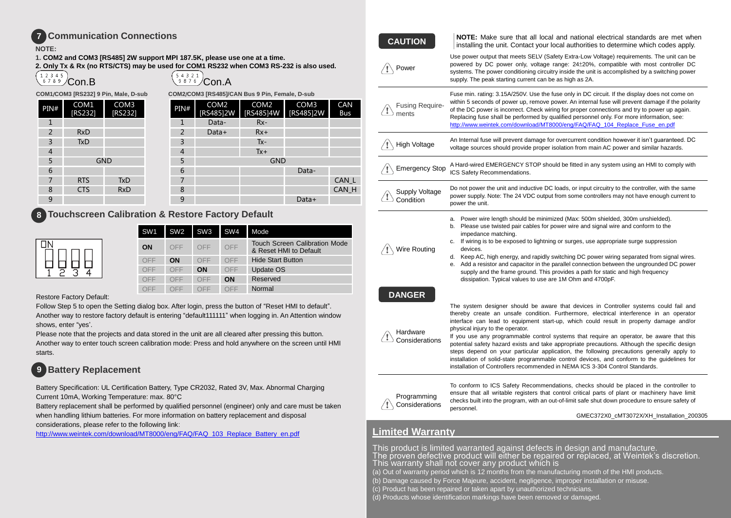## 7 Communication Connections

**NOTE:**

1. **COM2 and COM3 [RS485] 2W support MPI 187.5K, please use one at a time.**
2. **Only Tx & Rx (no RTS/CTS) may be used for COM1 RS232 when COM3 RS-232 is also used.**

Con.B

**COM1/COM3 [RS232] 9 Pin, Male, D-sub**

| PIN# | COM1 [RS232] | COM3 [RS232] |
|---|---|---|
| 1 | | |
| 2 | RxD | |
| 3 | TxD | |
| 4 | | |
| 5 | GND | |
| 6 | | |
| 7 | RTS | TxD |
| 8 | CTS | RxD |
| 9 | | |

Con.A

**COM2/COM3 [RS485]/CAN Bus 9 Pin, Female, D-sub**

| PIN# | COM2 [RS485]2W | COM2 [RS485]4W | COM3 [RS485]2W | CAN Bus |
|---|---|---|---|---|
| 1 | Data- | Rx- | | |
| 2 | Data+ | Rx+ | | |
| 3 | | Tx- | | |
| 4 | | Tx+ | | |
| 5 | GND | | | |
| 6 | | | Data- | |
| 7 | | | | CAN_L |
| 8 | | | | CAN_H |
| 9 | | | Data+ | |

## 8 Touchscreen Calibration & Restore Factory Default

| SW1 | SW2 | SW3 | SW4 | Mode |
|---|---|---|---|---|
| **ON** | OFF | OFF | OFF | Touch Screen Calibration Mode & Reset HMI to Default |
| OFF | **ON** | OFF | OFF | Hide Start Button |
| OFF | OFF | **ON** | OFF | Update OS |
| OFF | OFF | OFF | **ON** | Reserved |
| OFF | OFF | OFF | OFF | Normal |

Restore Factory Default:

Follow Step 5 to open the Setting dialog box. After login, press the button of "Reset HMI to default". Another way to restore factory default is entering "default111111" when logging in. An Attention window shows, enter "yes".

Please note that the projects and data stored in the unit are all cleared after pressing this button. Another way to enter touch screen calibration mode: Press and hold anywhere on the screen until HMI starts.

## 9 Battery Replacement

Battery Specification: UL Certification Battery, Type CR2032, Rated 3V, Max. Abnormal Charging Current 10mA, Working Temperature: max. 80°C

Battery replacement shall be performed by qualified personnel (engineer) only and care must be taken when handling lithium batteries. For more information on battery replacement and disposal considerations, please refer to the following link:

http://www.weintek.com/download/MT8000/eng/FAQ/FAQ_103_Replace_Battery_en.pdf

## CAUTION

**NOTE:** Make sure that all local and national electrical standards are met when installing the unit. Contact your local authorities to determine which codes apply.

**Power**

Use power output that meets SELV (Safety Extra-Low Voltage) requirements. The unit can be powered by DC power only, voltage range: 24±20%, compatible with most controller DC systems. The power conditioning circuitry inside the unit is accomplished by a switching power supply. The peak starting current can be as high as 2A.

**Fusing Requirements**

Fuse min. rating: 3.15A/250V. Use the fuse only in DC circuit. If the display does not come on within 5 seconds of power up, remove power. An internal fuse will prevent damage if the polarity of the DC power is incorrect. Check wiring for proper connections and try to power up again. Replacing fuse shall be performed by qualified personnel only. For more information, see: http://www.weintek.com/download/MT8000/eng/FAQ/FAQ_104_Replace_Fuse_en.pdf

**High Voltage**

An Internal fuse will prevent damage for overcurrent condition however it isn't guaranteed. DC voltage sources should provide proper isolation from main AC power and similar hazards.

**Emergency Stop**

A Hard-wired EMERGENCY STOP should be fitted in any system using an HMI to comply with ICS Safety Recommendations.

**Supply Voltage Condition**

Do not power the unit and inductive DC loads, or input circuitry to the controller, with the same power supply. Note: The 24 VDC output from some controllers may not have enough current to power the unit.

**Wire Routing**

a. Power wire length should be minimized (Max: 500m shielded, 300m unshielded).
b. Please use twisted pair cables for power wire and signal wire and conform to the impedance matching.
c. If wiring is to be exposed to lightning or surges, use appropriate surge suppression devices.
d. Keep AC, high energy, and rapidly switching DC power wiring separated from signal wires.
e. Add a resistor and capacitor in the parallel connection between the ungrounded DC power supply and the frame ground. This provides a path for static and high frequency dissipation. Typical values to use are 1M Ohm and 4700pF.

## DANGER

**Hardware Considerations**

The system designer should be aware that devices in Controller systems could fail and thereby create an unsafe condition. Furthermore, electrical interference in an operator interface can lead to equipment start-up, which could result in property damage and/or physical injury to the operator.

If you use any programmable control systems that require an operator, be aware that this potential safety hazard exists and take appropriate precautions. Although the specific design steps depend on your particular application, the following precautions generally apply to installation of solid-state programmable control devices, and conform to the guidelines for installation of Controllers recommended in NEMA ICS 3-304 Control Standards.

**Programming Considerations**

To conform to ICS Safety Recommendations, checks should be placed in the controller to ensure that all writable registers that control critical parts of plant or machinery have limit checks built into the program, with an out-of-limit safe shut down procedure to ensure safety of personnel.

GMEC372X0_cMT3072X/XH_Installation_200305

## Limited Warranty

This product is limited warranted against defects in design and manufacture.
The proven defective product will either be repaired or replaced, at Weintek's discretion.
This warranty shall not cover any product which is

(a) Out of warranty period which is 12 months from the manufacturing month of the HMI products.
(b) Damage caused by Force Majeure, accident, negligence, improper installation or misuse.
(c) Product has been repaired or taken apart by unauthorized technicians.
(d) Products whose identification markings have been removed or damaged.